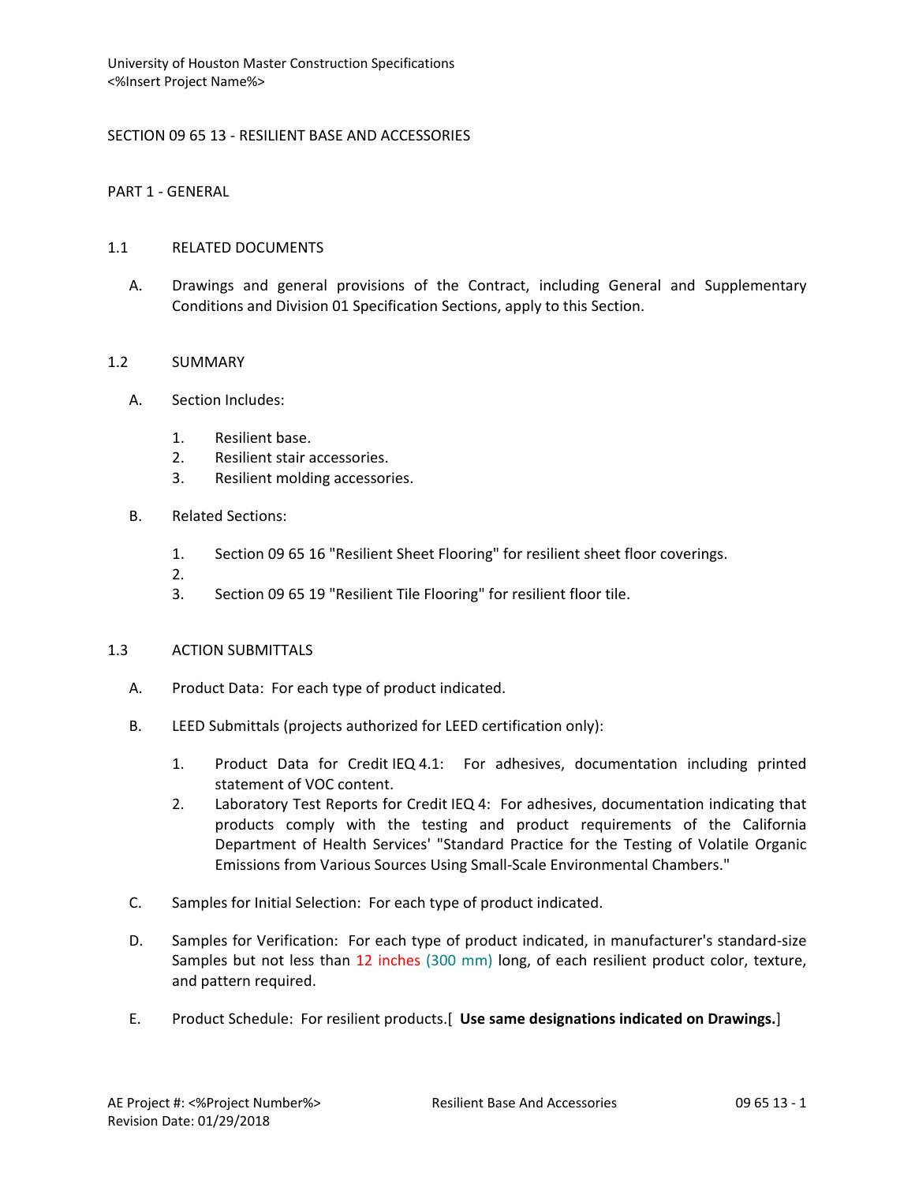SECTION 09 65 13 - RESILIENT BASE AND ACCESSORIES

PART 1 - GENERAL

1.1 RELATED DOCUMENTS

A. Drawings and general provisions of the Contract, including General and Supplementary Conditions and Division 01 Specification Sections, apply to this Section.

1.2 SUMMARY

A. Section Includes:

1. Resilient base.
2. Resilient stair accessories.
3. Resilient molding accessories.

B. Related Sections:

1. Section 09 65 16 "Resilient Sheet Flooring" for resilient sheet floor coverings.
2. 
3. Section 09 65 19 "Resilient Tile Flooring" for resilient floor tile.

1.3 ACTION SUBMITTALS

A. Product Data: For each type of product indicated.

B. LEED Submittals (projects authorized for LEED certification only):

1. Product Data for Credit IEQ 4.1: For adhesives, documentation including printed statement of VOC content.
2. Laboratory Test Reports for Credit IEQ 4: For adhesives, documentation indicating that products comply with the testing and product requirements of the California Department of Health Services' "Standard Practice for the Testing of Volatile Organic Emissions from Various Sources Using Small-Scale Environmental Chambers."

C. Samples for Initial Selection: For each type of product indicated.

D. Samples for Verification: For each type of product indicated, in manufacturer's standard-size Samples but not less than 12 inches (300 mm) long, of each resilient product color, texture, and pattern required.

E. Product Schedule: For resilient products.[ **Use same designations indicated on Drawings.**]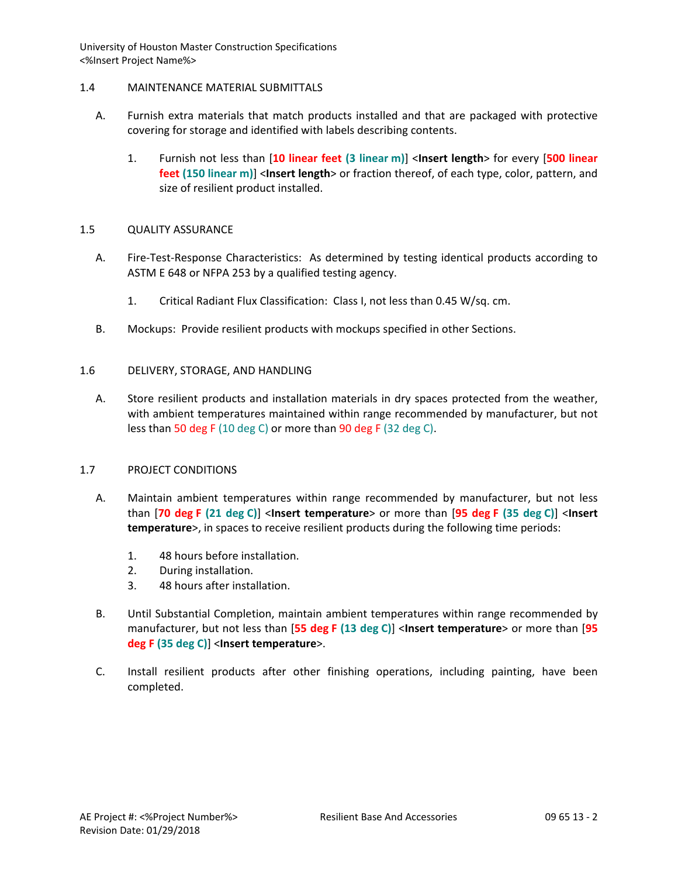## 1.4 MAINTENANCE MATERIAL SUBMITTALS

A. Furnish extra materials that match products installed and that are packaged with protective covering for storage and identified with labels describing contents.

1. Furnish not less than [**10 linear feet (3 linear m)**] <**Insert length**> for every [**500 linear feet (150 linear m)**] <**Insert length**> or fraction thereof, of each type, color, pattern, and size of resilient product installed.

## 1.5 QUALITY ASSURANCE

A. Fire-Test-Response Characteristics: As determined by testing identical products according to ASTM E 648 or NFPA 253 by a qualified testing agency.

1. Critical Radiant Flux Classification: Class I, not less than 0.45 W/sq. cm.

B. Mockups: Provide resilient products with mockups specified in other Sections.

## 1.6 DELIVERY, STORAGE, AND HANDLING

A. Store resilient products and installation materials in dry spaces protected from the weather, with ambient temperatures maintained within range recommended by manufacturer, but not less than 50 deg F (10 deg C) or more than 90 deg F (32 deg C).

## 1.7 PROJECT CONDITIONS

A. Maintain ambient temperatures within range recommended by manufacturer, but not less than [**70 deg F (21 deg C)**] <**Insert temperature**> or more than [**95 deg F (35 deg C)**] <**Insert temperature**>, in spaces to receive resilient products during the following time periods:

1. 48 hours before installation.
2. During installation.
3. 48 hours after installation.

B. Until Substantial Completion, maintain ambient temperatures within range recommended by manufacturer, but not less than [**55 deg F (13 deg C)**] <**Insert temperature**> or more than [**95 deg F (35 deg C)**] <**Insert temperature**>.

C. Install resilient products after other finishing operations, including painting, have been completed.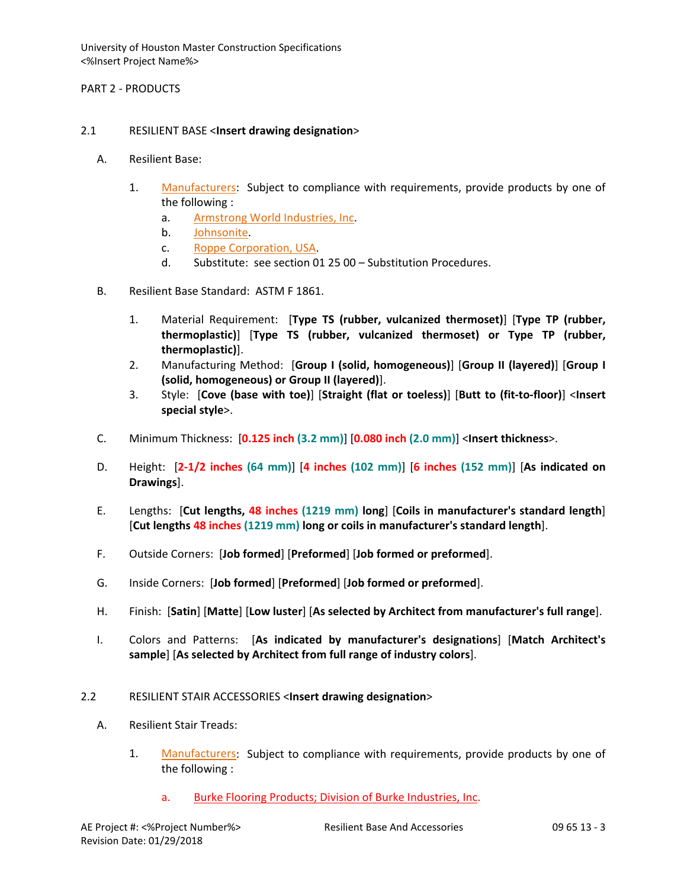PART 2 - PRODUCTS

2.1 RESILIENT BASE <**Insert drawing designation**>

A. Resilient Base:

1. Manufacturers: Subject to compliance with requirements, provide products by one of the following :
   a. Armstrong World Industries, Inc.
   b. Johnsonite.
   c. Roppe Corporation, USA.
   d. Substitute: see section 01 25 00 – Substitution Procedures.

B. Resilient Base Standard: ASTM F 1861.

1. Material Requirement: [**Type TS (rubber, vulcanized thermoset)**] [**Type TP (rubber, thermoplastic)**] [**Type TS (rubber, vulcanized thermoset) or Type TP (rubber, thermoplastic)**].
2. Manufacturing Method: [**Group I (solid, homogeneous)**] [**Group II (layered)**] [**Group I (solid, homogeneous) or Group II (layered)**].
3. Style: [**Cove (base with toe)**] [**Straight (flat or toeless)**] [**Butt to (fit-to-floor)**] <**Insert special style**>.

C. Minimum Thickness: [**0.125 inch (3.2 mm)**] [**0.080 inch (2.0 mm)**] <**Insert thickness**>.

D. Height: [**2-1/2 inches (64 mm)**] [**4 inches (102 mm)**] [**6 inches (152 mm)**] [**As indicated on Drawings**].

E. Lengths: [**Cut lengths, 48 inches (1219 mm) long**] [**Coils in manufacturer's standard length**] [**Cut lengths 48 inches (1219 mm) long or coils in manufacturer's standard length**].

F. Outside Corners: [**Job formed**] [**Preformed**] [**Job formed or preformed**].

G. Inside Corners: [**Job formed**] [**Preformed**] [**Job formed or preformed**].

H. Finish: [**Satin**] [**Matte**] [**Low luster**] [**As selected by Architect from manufacturer's full range**].

I. Colors and Patterns: [**As indicated by manufacturer's designations**] [**Match Architect's sample**] [**As selected by Architect from full range of industry colors**].

2.2 RESILIENT STAIR ACCESSORIES <**Insert drawing designation**>

A. Resilient Stair Treads:

1. Manufacturers: Subject to compliance with requirements, provide products by one of the following :

   a. Burke Flooring Products; Division of Burke Industries, Inc.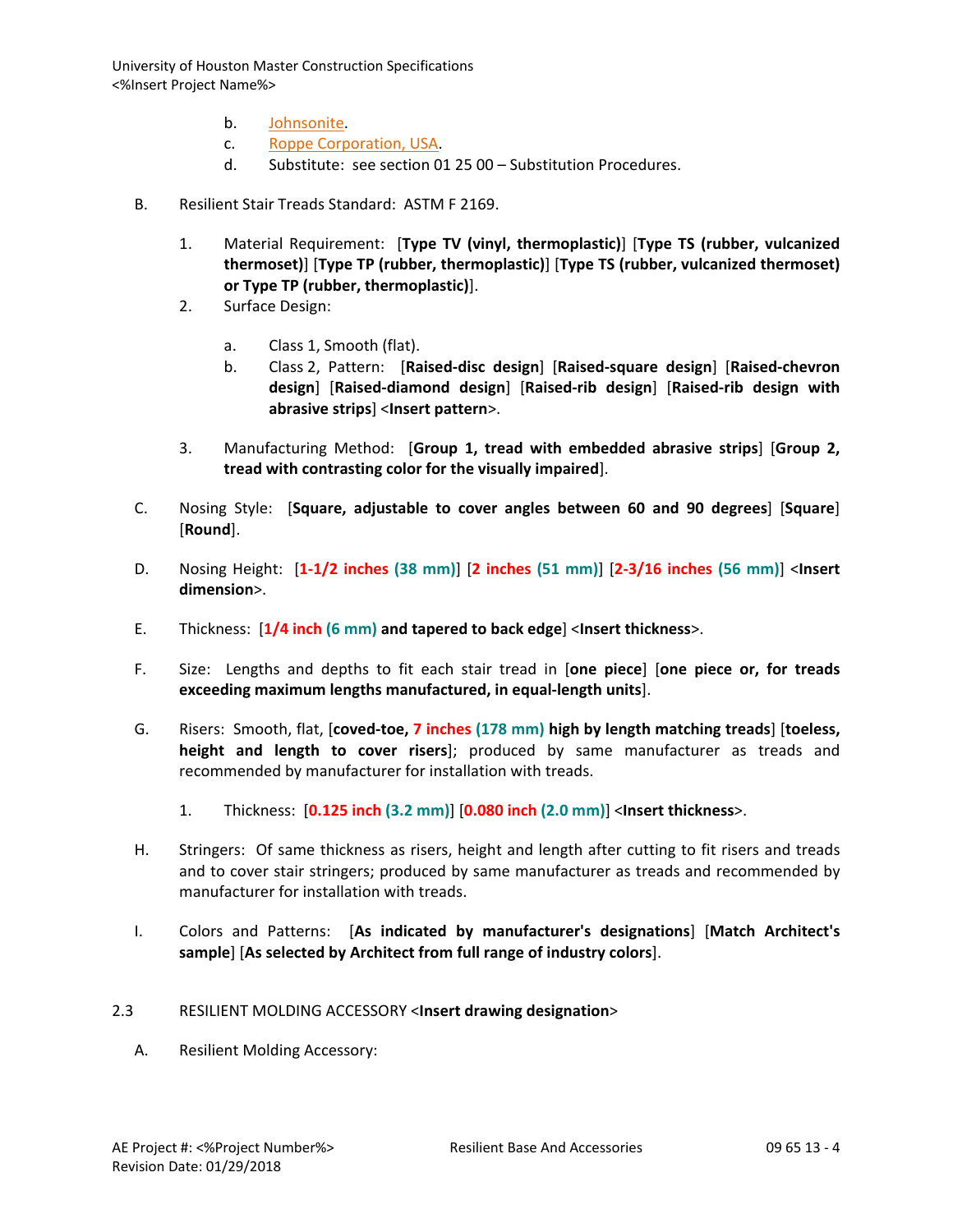b. Johnsonite.
c. Roppe Corporation, USA.
d. Substitute: see section 01 25 00 – Substitution Procedures.

B. Resilient Stair Treads Standard: ASTM F 2169.

1. Material Requirement: [**Type TV (vinyl, thermoplastic)**] [**Type TS (rubber, vulcanized thermoset)**] [**Type TP (rubber, thermoplastic)**] [**Type TS (rubber, vulcanized thermoset) or Type TP (rubber, thermoplastic)**].
2. Surface Design:
   a. Class 1, Smooth (flat).
   b. Class 2, Pattern: [**Raised-disc design**] [**Raised-square design**] [**Raised-chevron design**] [**Raised-diamond design**] [**Raised-rib design**] [**Raised-rib design with abrasive strips**] <**Insert pattern**>.
3. Manufacturing Method: [**Group 1, tread with embedded abrasive strips**] [**Group 2, tread with contrasting color for the visually impaired**].

C. Nosing Style: [**Square, adjustable to cover angles between 60 and 90 degrees**] [**Square**] [**Round**].

D. Nosing Height: [**1-1/2 inches (38 mm)**] [**2 inches (51 mm)**] [**2-3/16 inches (56 mm)**] <**Insert dimension**>.

E. Thickness: [**1/4 inch (6 mm) and tapered to back edge**] <**Insert thickness**>.

F. Size: Lengths and depths to fit each stair tread in [**one piece**] [**one piece or, for treads exceeding maximum lengths manufactured, in equal-length units**].

G. Risers: Smooth, flat, [**coved-toe, 7 inches (178 mm) high by length matching treads**] [**toeless, height and length to cover risers**]; produced by same manufacturer as treads and recommended by manufacturer for installation with treads.

1. Thickness: [**0.125 inch (3.2 mm)**] [**0.080 inch (2.0 mm)**] <**Insert thickness**>.

H. Stringers: Of same thickness as risers, height and length after cutting to fit risers and treads and to cover stair stringers; produced by same manufacturer as treads and recommended by manufacturer for installation with treads.

I. Colors and Patterns: [**As indicated by manufacturer's designations**] [**Match Architect's sample**] [**As selected by Architect from full range of industry colors**].

## 2.3 RESILIENT MOLDING ACCESSORY <**Insert drawing designation**>

A. Resilient Molding Accessory: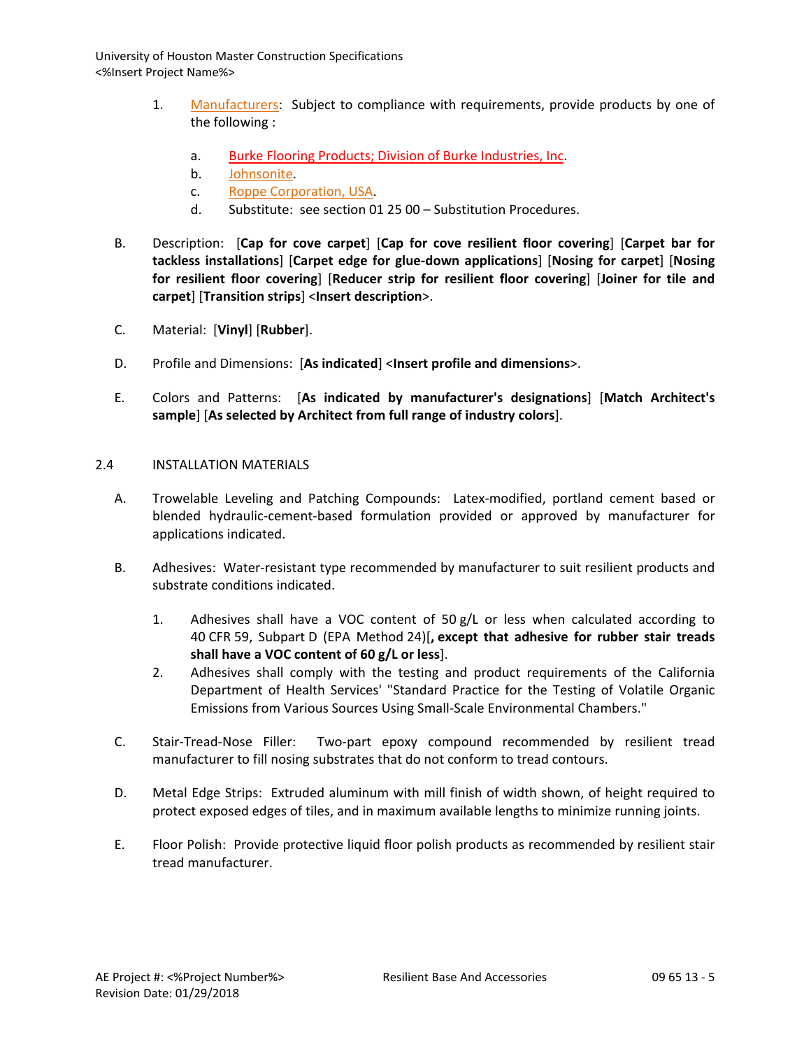1. Manufacturers: Subject to compliance with requirements, provide products by one of the following :

   a. Burke Flooring Products; Division of Burke Industries, Inc.
   b. Johnsonite.
   c. Roppe Corporation, USA.
   d. Substitute: see section 01 25 00 – Substitution Procedures.

B. Description: [**Cap for cove carpet**] [**Cap for cove resilient floor covering**] [**Carpet bar for tackless installations**] [**Carpet edge for glue-down applications**] [**Nosing for carpet**] [**Nosing for resilient floor covering**] [**Reducer strip for resilient floor covering**] [**Joiner for tile and carpet**] [**Transition strips**] <**Insert description**>.

C. Material: [**Vinyl**] [**Rubber**].

D. Profile and Dimensions: [**As indicated**] <**Insert profile and dimensions**>.

E. Colors and Patterns: [**As indicated by manufacturer's designations**] [**Match Architect's sample**] [**As selected by Architect from full range of industry colors**].

## 2.4 INSTALLATION MATERIALS

A. Trowelable Leveling and Patching Compounds: Latex-modified, portland cement based or blended hydraulic-cement-based formulation provided or approved by manufacturer for applications indicated.

B. Adhesives: Water-resistant type recommended by manufacturer to suit resilient products and substrate conditions indicated.

   1. Adhesives shall have a VOC content of 50 g/L or less when calculated according to 40 CFR 59, Subpart D (EPA Method 24)[**, except that adhesive for rubber stair treads shall have a VOC content of 60 g/L or less**].
   2. Adhesives shall comply with the testing and product requirements of the California Department of Health Services' "Standard Practice for the Testing of Volatile Organic Emissions from Various Sources Using Small-Scale Environmental Chambers."

C. Stair-Tread-Nose Filler: Two-part epoxy compound recommended by resilient tread manufacturer to fill nosing substrates that do not conform to tread contours.

D. Metal Edge Strips: Extruded aluminum with mill finish of width shown, of height required to protect exposed edges of tiles, and in maximum available lengths to minimize running joints.

E. Floor Polish: Provide protective liquid floor polish products as recommended by resilient stair tread manufacturer.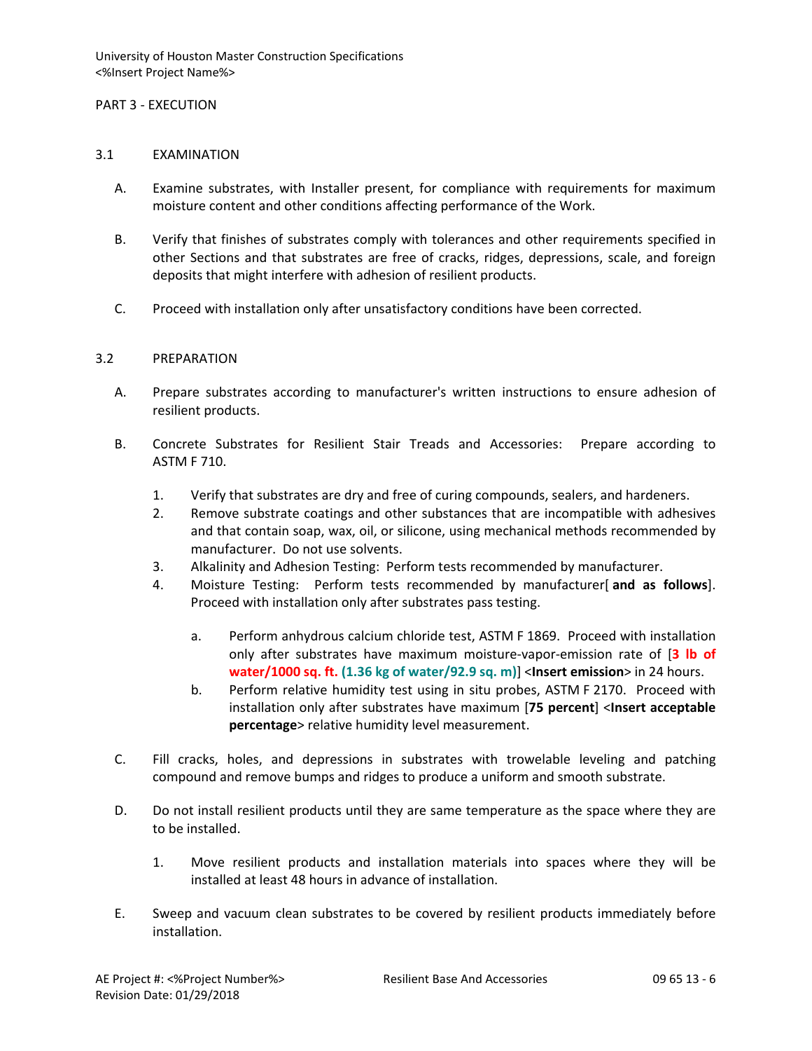PART 3 - EXECUTION

3.1 EXAMINATION

A. Examine substrates, with Installer present, for compliance with requirements for maximum moisture content and other conditions affecting performance of the Work.

B. Verify that finishes of substrates comply with tolerances and other requirements specified in other Sections and that substrates are free of cracks, ridges, depressions, scale, and foreign deposits that might interfere with adhesion of resilient products.

C. Proceed with installation only after unsatisfactory conditions have been corrected.

3.2 PREPARATION

A. Prepare substrates according to manufacturer's written instructions to ensure adhesion of resilient products.

B. Concrete Substrates for Resilient Stair Treads and Accessories: Prepare according to ASTM F 710.

1. Verify that substrates are dry and free of curing compounds, sealers, and hardeners.
2. Remove substrate coatings and other substances that are incompatible with adhesives and that contain soap, wax, oil, or silicone, using mechanical methods recommended by manufacturer. Do not use solvents.
3. Alkalinity and Adhesion Testing: Perform tests recommended by manufacturer.
4. Moisture Testing: Perform tests recommended by manufacturer[ **and as follows**]. Proceed with installation only after substrates pass testing.

    a. Perform anhydrous calcium chloride test, ASTM F 1869. Proceed with installation only after substrates have maximum moisture-vapor-emission rate of [**3 lb of water/1000 sq. ft. (1.36 kg of water/92.9 sq. m)**] <**Insert emission**> in 24 hours.
    b. Perform relative humidity test using in situ probes, ASTM F 2170. Proceed with installation only after substrates have maximum [**75 percent**] <**Insert acceptable percentage**> relative humidity level measurement.

C. Fill cracks, holes, and depressions in substrates with trowelable leveling and patching compound and remove bumps and ridges to produce a uniform and smooth substrate.

D. Do not install resilient products until they are same temperature as the space where they are to be installed.

1. Move resilient products and installation materials into spaces where they will be installed at least 48 hours in advance of installation.

E. Sweep and vacuum clean substrates to be covered by resilient products immediately before installation.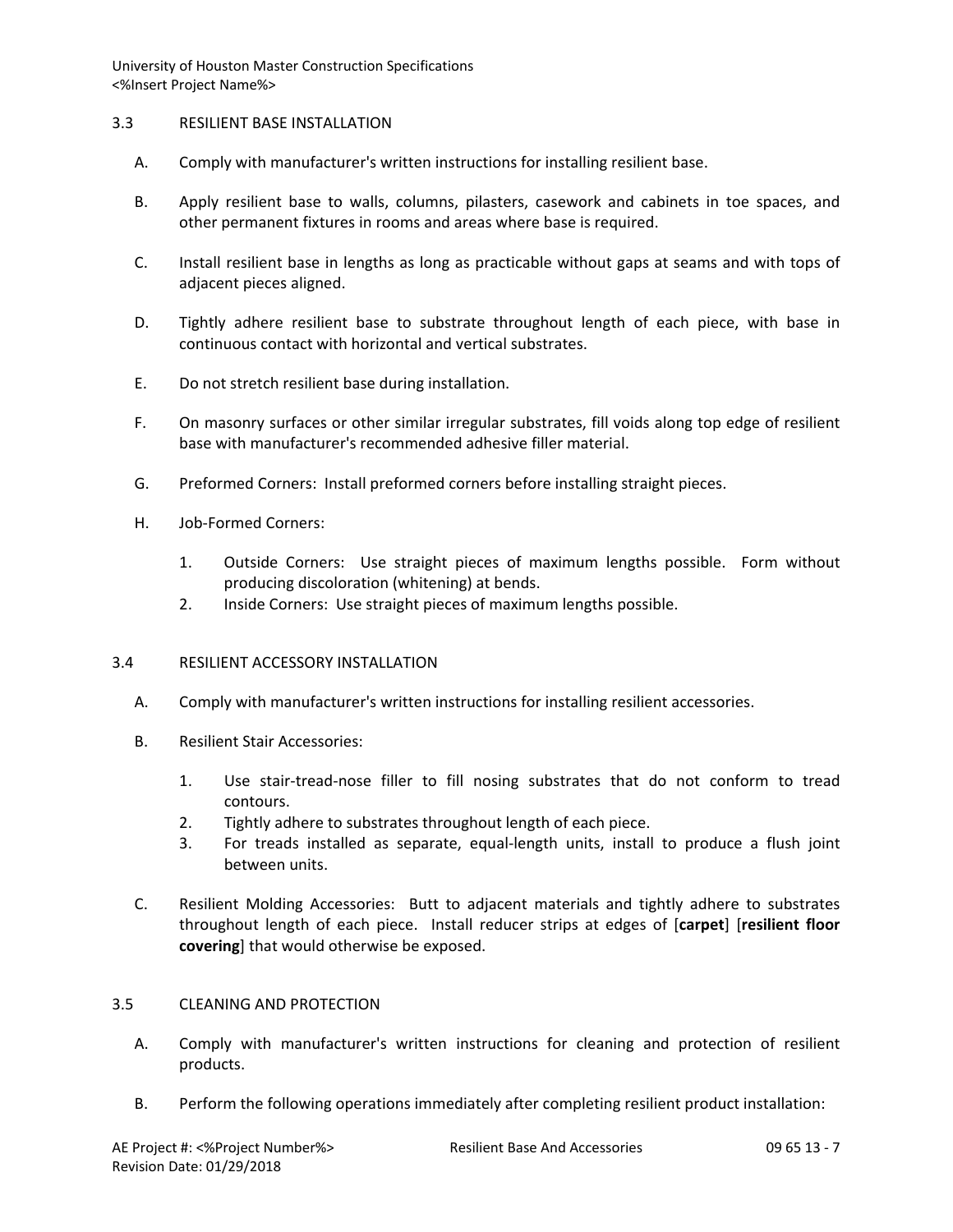## 3.3 RESILIENT BASE INSTALLATION

A. Comply with manufacturer's written instructions for installing resilient base.

B. Apply resilient base to walls, columns, pilasters, casework and cabinets in toe spaces, and other permanent fixtures in rooms and areas where base is required.

C. Install resilient base in lengths as long as practicable without gaps at seams and with tops of adjacent pieces aligned.

D. Tightly adhere resilient base to substrate throughout length of each piece, with base in continuous contact with horizontal and vertical substrates.

E. Do not stretch resilient base during installation.

F. On masonry surfaces or other similar irregular substrates, fill voids along top edge of resilient base with manufacturer's recommended adhesive filler material.

G. Preformed Corners: Install preformed corners before installing straight pieces.

H. Job-Formed Corners:

1. Outside Corners: Use straight pieces of maximum lengths possible. Form without producing discoloration (whitening) at bends.
2. Inside Corners: Use straight pieces of maximum lengths possible.

## 3.4 RESILIENT ACCESSORY INSTALLATION

A. Comply with manufacturer's written instructions for installing resilient accessories.

B. Resilient Stair Accessories:

1. Use stair-tread-nose filler to fill nosing substrates that do not conform to tread contours.
2. Tightly adhere to substrates throughout length of each piece.
3. For treads installed as separate, equal-length units, install to produce a flush joint between units.

C. Resilient Molding Accessories: Butt to adjacent materials and tightly adhere to substrates throughout length of each piece. Install reducer strips at edges of [**carpet**] [**resilient floor covering**] that would otherwise be exposed.

## 3.5 CLEANING AND PROTECTION

A. Comply with manufacturer's written instructions for cleaning and protection of resilient products.

B. Perform the following operations immediately after completing resilient product installation: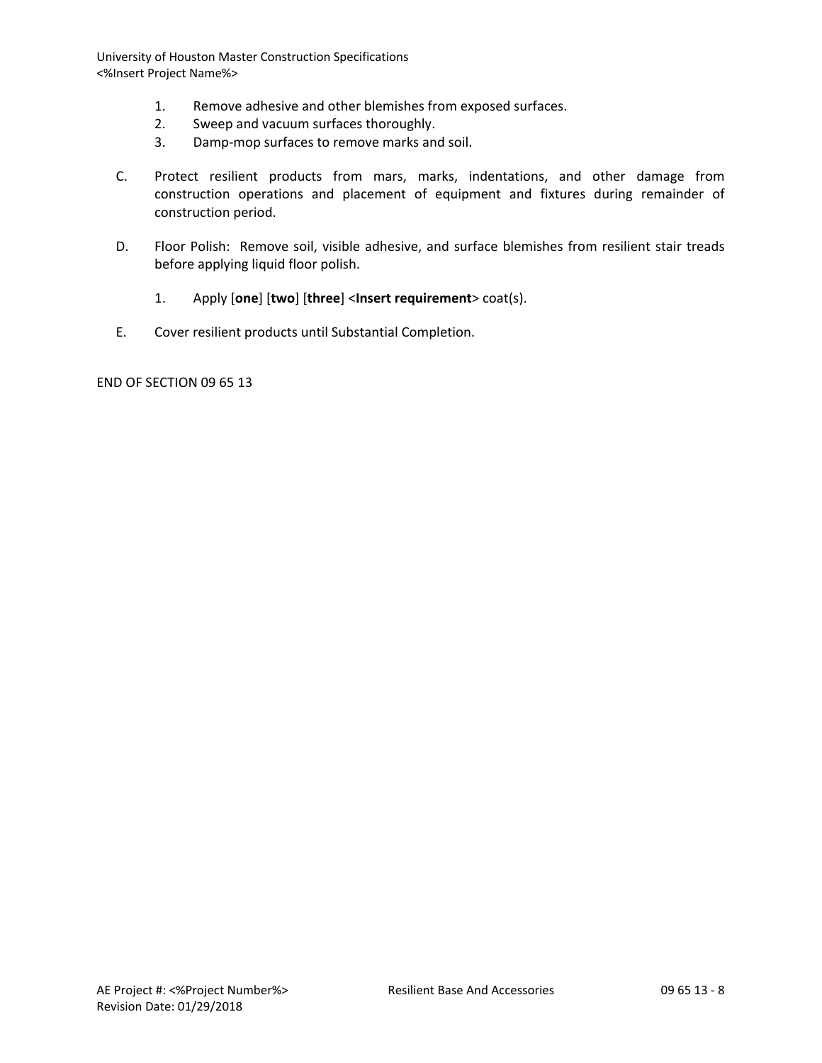1. Remove adhesive and other blemishes from exposed surfaces.
2. Sweep and vacuum surfaces thoroughly.
3. Damp-mop surfaces to remove marks and soil.

C. Protect resilient products from mars, marks, indentations, and other damage from construction operations and placement of equipment and fixtures during remainder of construction period.

D. Floor Polish: Remove soil, visible adhesive, and surface blemishes from resilient stair treads before applying liquid floor polish.

   1. Apply [**one**] [**two**] [**three**] <**Insert requirement**> coat(s).

E. Cover resilient products until Substantial Completion.

END OF SECTION 09 65 13